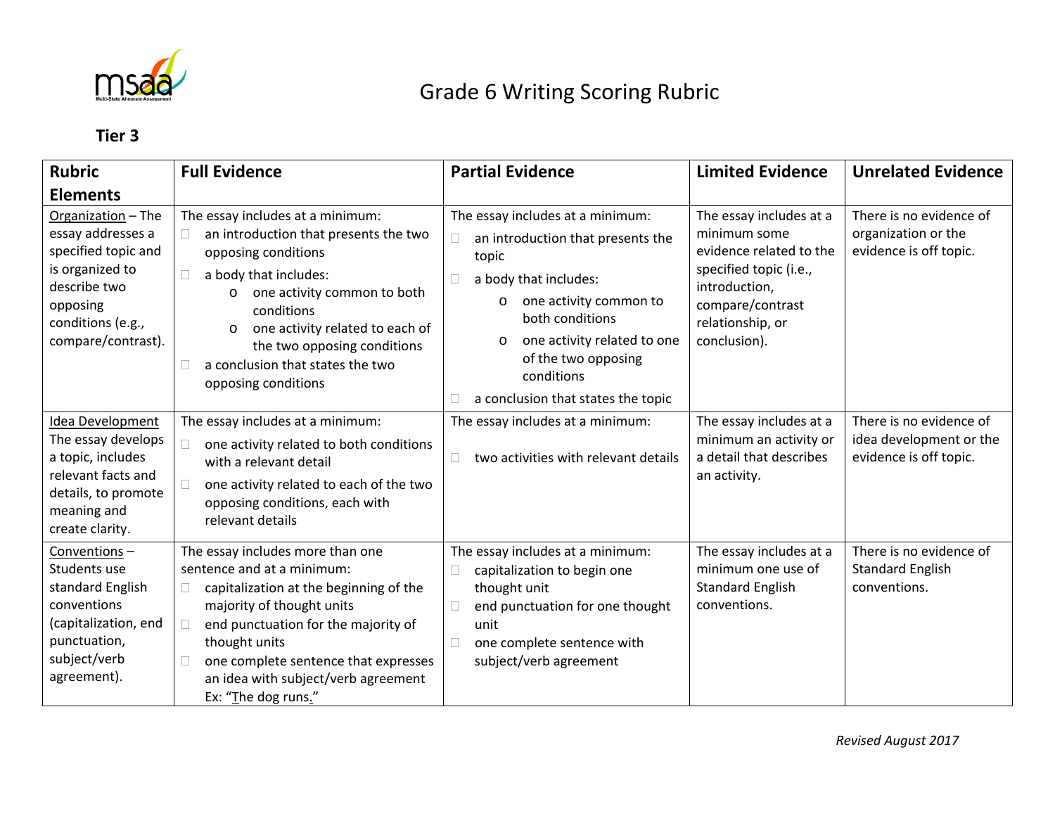# Grade 6 Writing Scoring Rubric

**Tier 3**

| Rubric Elements | Full Evidence | Partial Evidence | Limited Evidence | Unrelated Evidence |
|---|---|---|---|---|
| Organization – The essay addresses a specified topic and is organized to describe two opposing conditions (e.g., compare/contrast). | The essay includes at a minimum:<br>☐ an introduction that presents the two opposing conditions<br>☐ a body that includes:<br>o one activity common to both conditions<br>o one activity related to each of the two opposing conditions<br>☐ a conclusion that states the two opposing conditions | The essay includes at a minimum:<br>☐ an introduction that presents the topic<br>☐ a body that includes:<br>o one activity common to both conditions<br>o one activity related to one of the two opposing conditions<br>☐ a conclusion that states the topic | The essay includes at a minimum some evidence related to the specified topic (i.e., introduction, compare/contrast relationship, or conclusion). | There is no evidence of organization or the evidence is off topic. |
| Idea Development The essay develops a topic, includes relevant facts and details, to promote meaning and create clarity. | The essay includes at a minimum:<br>☐ one activity related to both conditions with a relevant detail<br>☐ one activity related to each of the two opposing conditions, each with relevant details | The essay includes at a minimum:<br>☐ two activities with relevant details | The essay includes at a minimum an activity or a detail that describes an activity. | There is no evidence of idea development or the evidence is off topic. |
| Conventions – Students use standard English conventions (capitalization, end punctuation, subject/verb agreement). | The essay includes more than one sentence and at a minimum:<br>☐ capitalization at the beginning of the majority of thought units<br>☐ end punctuation for the majority of thought units<br>☐ one complete sentence that expresses an idea with subject/verb agreement Ex: "The dog runs." | The essay includes at a minimum:<br>☐ capitalization to begin one thought unit<br>☐ end punctuation for one thought unit<br>☐ one complete sentence with subject/verb agreement | The essay includes at a minimum one use of Standard English conventions. | There is no evidence of Standard English conventions. |

*Revised August 2017*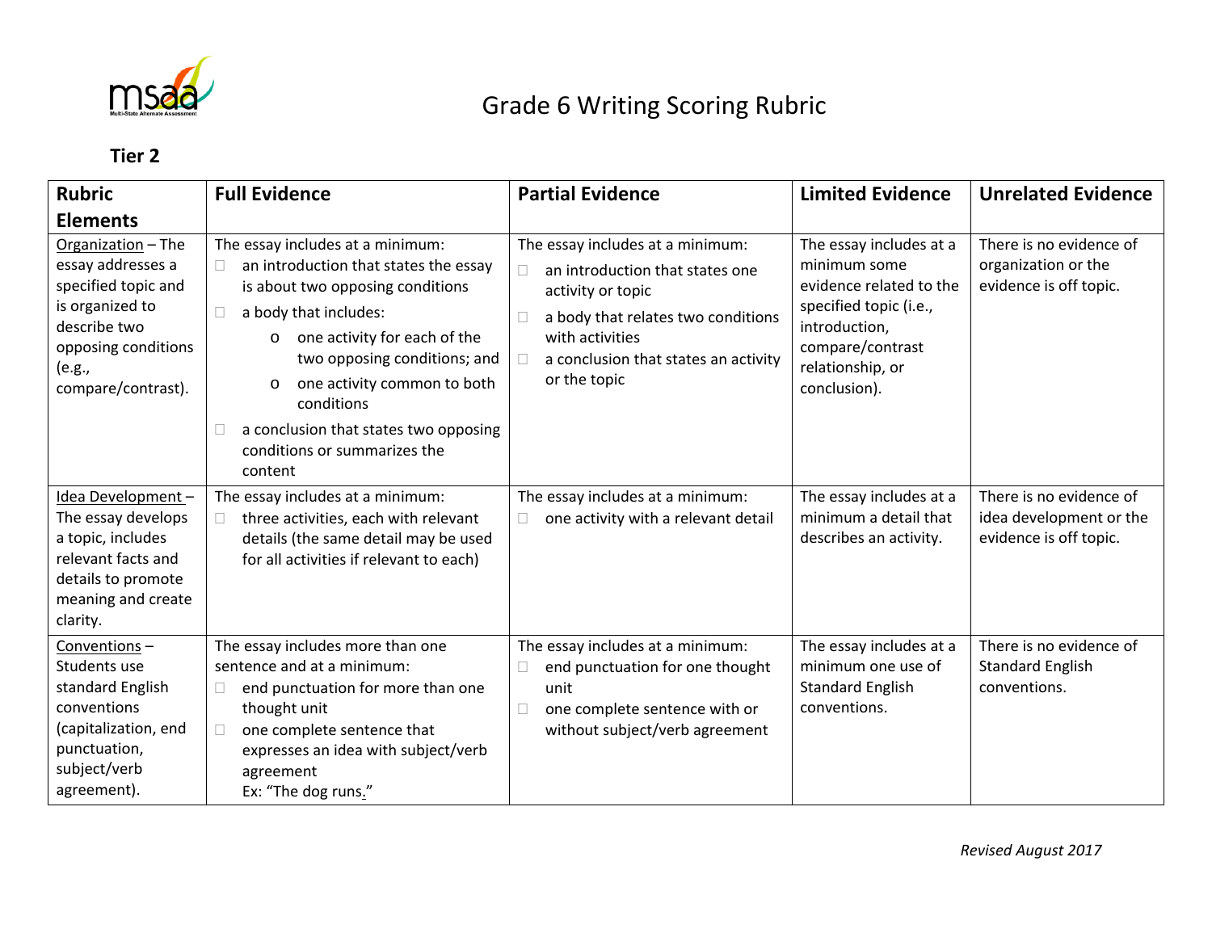# Grade 6 Writing Scoring Rubric

## Tier 2

| Rubric Elements | Full Evidence | Partial Evidence | Limited Evidence | Unrelated Evidence |
|---|---|---|---|---|
| Organization – The essay addresses a specified topic and is organized to describe two opposing conditions (e.g., compare/contrast). | The essay includes at a minimum:<br>☐ an introduction that states the essay is about two opposing conditions<br>☐ a body that includes:<br>o one activity for each of the two opposing conditions; and<br>o one activity common to both conditions<br>☐ a conclusion that states two opposing conditions or summarizes the content | The essay includes at a minimum:<br>☐ an introduction that states one activity or topic<br>☐ a body that relates two conditions with activities<br>☐ a conclusion that states an activity or the topic | The essay includes at a minimum some evidence related to the specified topic (i.e., introduction, compare/contrast relationship, or conclusion). | There is no evidence of organization or the evidence is off topic. |
| Idea Development – The essay develops a topic, includes relevant facts and details to promote meaning and create clarity. | The essay includes at a minimum:<br>☐ three activities, each with relevant details (the same detail may be used for all activities if relevant to each) | The essay includes at a minimum:<br>☐ one activity with a relevant detail | The essay includes at a minimum a detail that describes an activity. | There is no evidence of idea development or the evidence is off topic. |
| Conventions – Students use standard English conventions (capitalization, end punctuation, subject/verb agreement). | The essay includes more than one sentence and at a minimum:<br>☐ end punctuation for more than one thought unit<br>☐ one complete sentence that expresses an idea with subject/verb agreement<br>Ex: "The dog runs." | The essay includes at a minimum:<br>☐ end punctuation for one thought unit<br>☐ one complete sentence with or without subject/verb agreement | The essay includes at a minimum one use of Standard English conventions. | There is no evidence of Standard English conventions. |

*Revised August 2017*